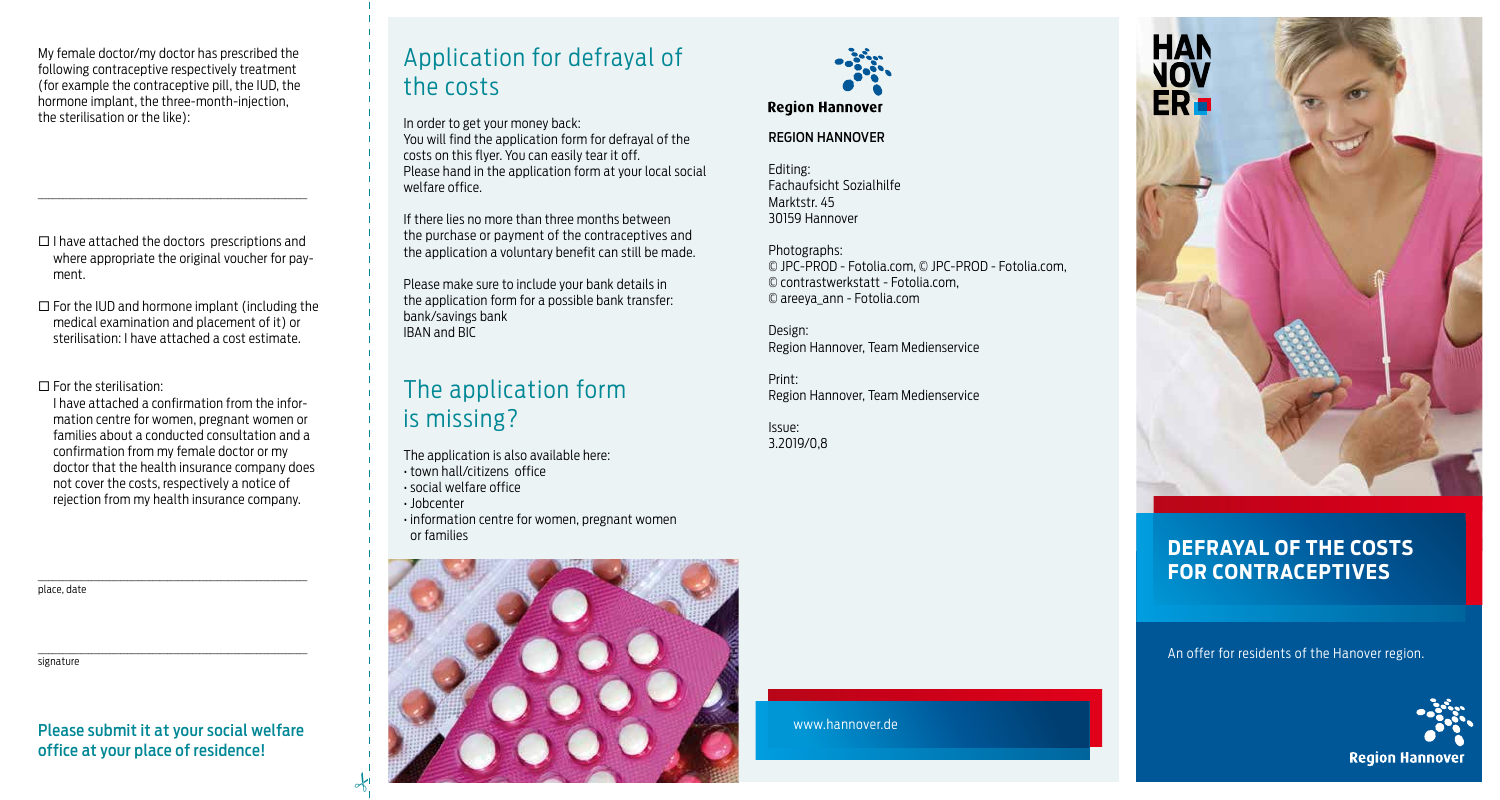My female doctor/my doctor has prescribed the following contraceptive respectively treatment (for example the contraceptive pill, the IUD, the hormone implant, the three-month-injection, the sterilisation or the like):

\_\_\_\_\_\_\_\_\_\_\_\_\_\_\_\_\_\_\_\_\_\_\_\_\_\_\_\_\_\_\_\_\_\_\_\_\_\_\_\_

- ☐ I have attached the doctors prescriptions and where appropriate the original voucher for payment.
- ☐ For the IUD and hormone implant (including the medical examination and placement of it) or sterilisation: I have attached a cost estimate.
- ☐ For the sterilisation:
  I have attached a confirmation from the information centre for women, pregnant women or families about a conducted consultation and a confirmation from my female doctor or my doctor that the health insurance company does not cover the costs, respectively a notice of rejection from my health insurance company.

\_\_\_\_\_\_\_\_\_\_\_\_\_\_\_\_\_\_\_\_\_\_\_\_\_\_\_\_\_\_\_\_\_\_\_\_\_\_\_\_
place, date

\_\_\_\_\_\_\_\_\_\_\_\_\_\_\_\_\_\_\_\_\_\_\_\_\_\_\_\_\_\_\_\_\_\_\_\_\_\_\_\_
signature

**Please submit it at your social welfare office at your place of residence!**

## Application for defrayal of the costs

In order to get your money back:
You will find the application form for defrayal of the costs on this flyer. You can easily tear it off.
Please hand in the application form at your local social welfare office.

If there lies no more than three months between the purchase or payment of the contraceptives and the application a voluntary benefit can still be made.

Please make sure to include your bank details in the application form for a possible bank transfer:
bank/savings bank
IBAN and BIC

## The application form is missing?

The application is also available here:

- town hall/citizens office
- social welfare office
- Jobcenter
- information centre for women, pregnant women or families

Region Hannover

REGION HANNOVER

Editing:
Fachaufsicht Sozialhilfe
Marktstr. 45
30159 Hannover

Photographs:
© JPC-PROD - Fotolia.com, © JPC-PROD - Fotolia.com,
© contrastwerkstatt - Fotolia.com,
© areeya_ann - Fotolia.com

Design:
Region Hannover, Team Medienservice

Print:
Region Hannover, Team Medienservice

Issue:
3.2019/0,8

www.hannover.de

HANNOVER

# DEFRAYAL OF THE COSTS FOR CONTRACEPTIVES

An offer for residents of the Hanover region.

Region Hannover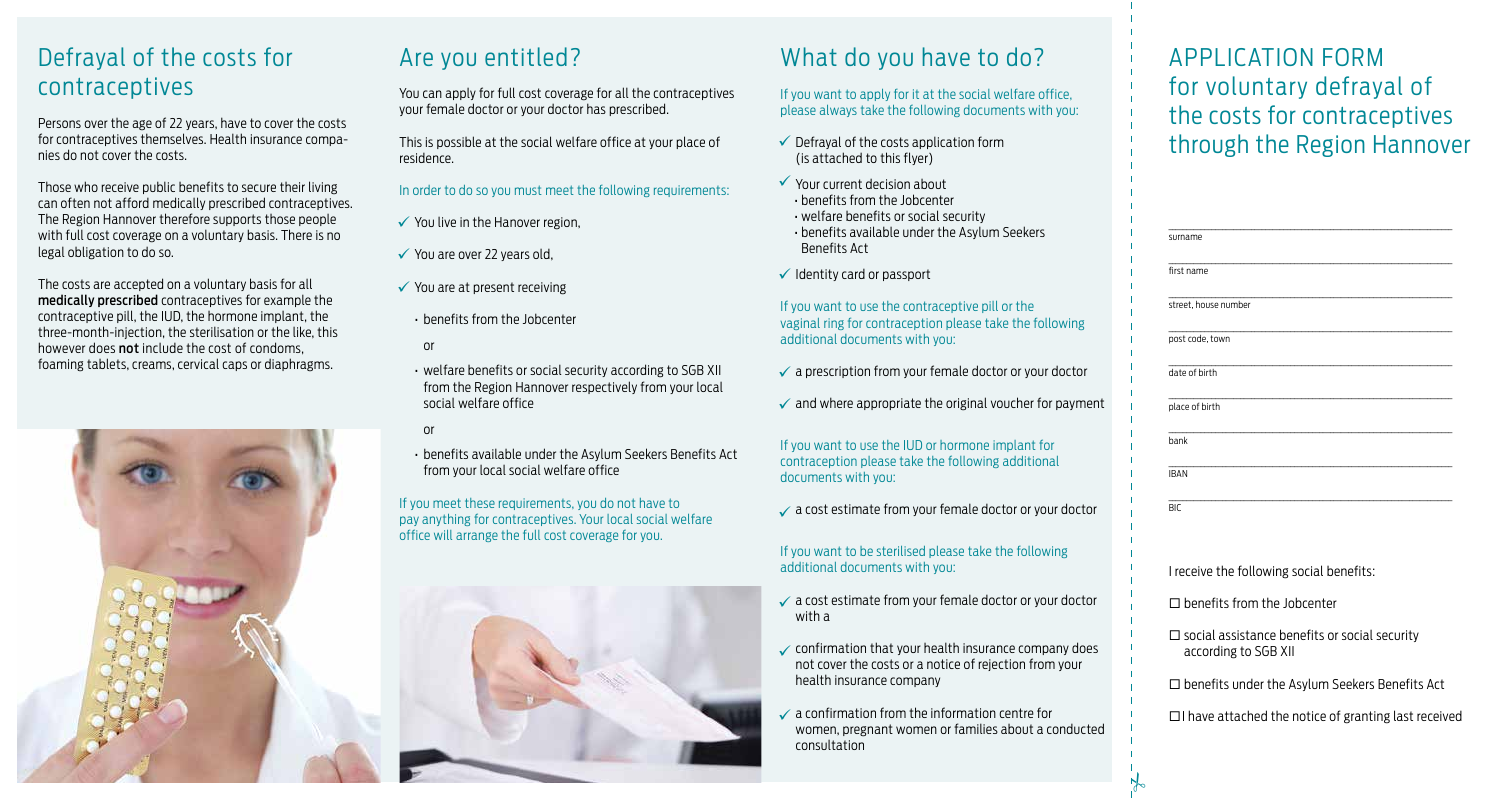## Defrayal of the costs for contraceptives

Persons over the age of 22 years, have to cover the costs for contraceptives themselves. Health insurance companies do not cover the costs.

Those who receive public benefits to secure their living can often not afford medically prescribed contraceptives. The Region Hannover therefore supports those people with full cost coverage on a voluntary basis. There is no legal obligation to do so.

The costs are accepted on a voluntary basis for all **medically prescribed** contraceptives for example the contraceptive pill, the IUD, the hormone implant, the three-month-injection, the sterilisation or the like, this however does **not** include the cost of condoms, foaming tablets, creams, cervical caps or diaphragms.

## Are you entitled?

You can apply for full cost coverage for all the contraceptives your female doctor or your doctor has prescribed.

This is possible at the social welfare office at your place of residence.

In order to do so you must meet the following requirements:

- ✓ You live in the Hanover region,
- ✓ You are over 22 years old,
- ✓ You are at present receiving
  - benefits from the Jobcenter

  or

  - welfare benefits or social security according to SGB XII from the Region Hannover respectively from your local social welfare office

  or

  - benefits available under the Asylum Seekers Benefits Act from your local social welfare office

If you meet these requirements, you do not have to pay anything for contraceptives. Your local social welfare office will arrange the full cost coverage for you.

## What do you have to do?

If you want to apply for it at the social welfare office, please always take the following documents with you:

- ✓ Defrayal of the costs application form (is attached to this flyer)
- ✓ Your current decision about
  - benefits from the Jobcenter
  - welfare benefits or social security
  - benefits available under the Asylum Seekers Benefits Act
- ✓ Identity card or passport

If you want to use the contraceptive pill or the vaginal ring for contraception please take the following additional documents with you:

- ✓ a prescription from your female doctor or your doctor
- ✓ and where appropriate the original voucher for payment

If you want to use the IUD or hormone implant for contraception please take the following additional documents with you:

- ✓ a cost estimate from your female doctor or your doctor

If you want to be sterilised please take the following additional documents with you:

- ✓ a cost estimate from your female doctor or your doctor with a
- ✓ confirmation that your health insurance company does not cover the costs or a notice of rejection from your health insurance company
- ✓ a confirmation from the information centre for women, pregnant women or families about a conducted consultation

## APPLICATION FORM for voluntary defrayal of the costs for contraceptives through the Region Hannover

______________________________
surname

______________________________
first name

______________________________
street, house number

______________________________
post code, town

______________________________
date of birth

______________________________
place of birth

______________________________
bank

______________________________
IBAN

______________________________
BIC

I receive the following social benefits:

☐ benefits from the Jobcenter

☐ social assistance benefits or social security according to SGB XII

☐ benefits under the Asylum Seekers Benefits Act

☐ I have attached the notice of granting last received